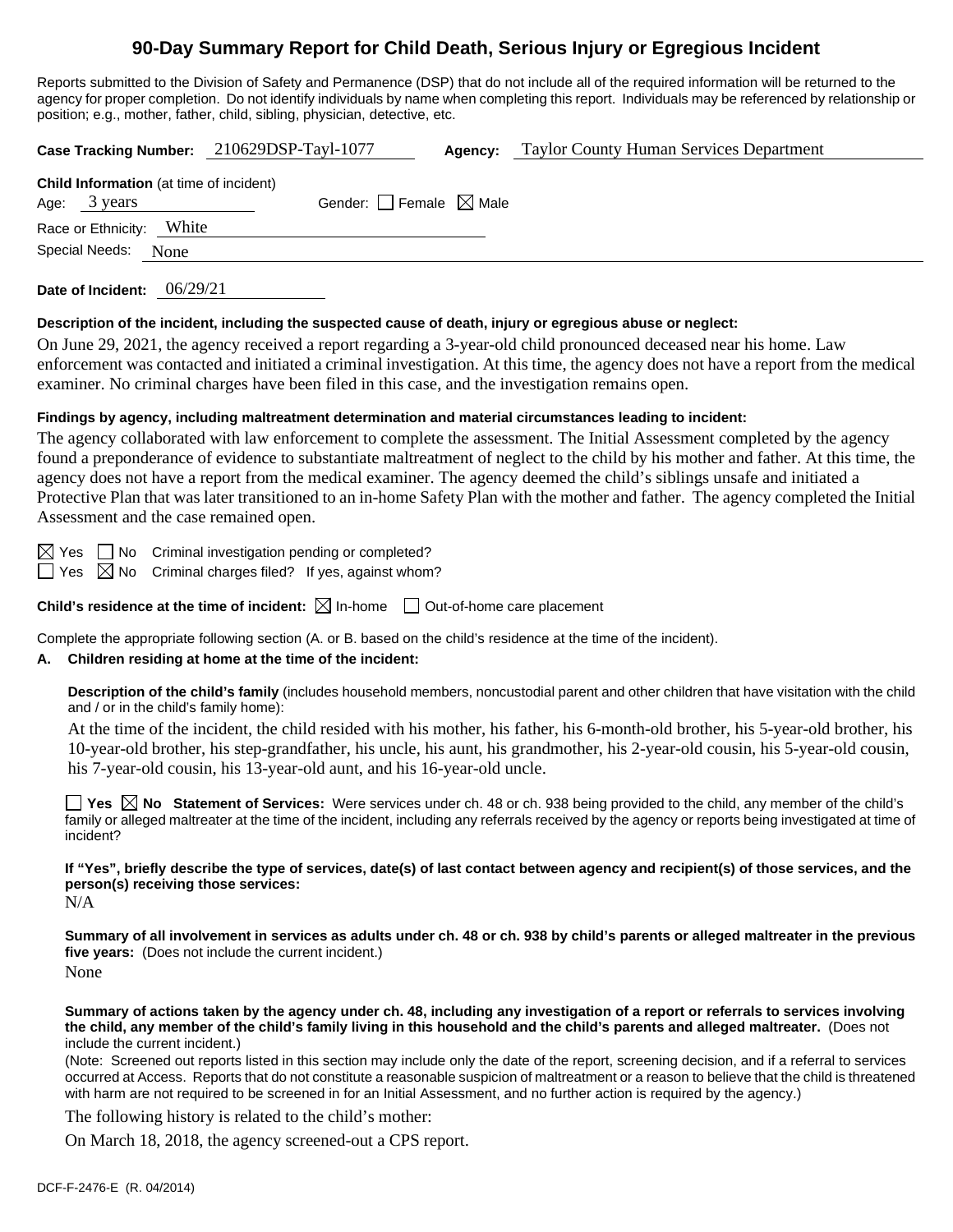# 90-Day Summary Report for Child Death, Serious Injury or Egregious Incident

Reports submitted to the Division of Safety and Permanence (DSP) that do not include all of the required information will be returned to the agency for proper completion. Do not identify individuals by name when completing this report. Individuals may be referenced by relationship or position; e.g., mother, father, child, sibling, physician, detective, etc.

**Case Tracking Number:** 210629DSP-Tayl-1077 **Agency:** Taylor County Human Services Department

**Child Information** (at time of incident)

Age: 3 years Gender: ☐ Female ☒ Male

Race or Ethnicity: White

Special Needs: None

**Date of Incident:** 06/29/21

**Description of the incident, including the suspected cause of death, injury or egregious abuse or neglect:**

On June 29, 2021, the agency received a report regarding a 3-year-old child pronounced deceased near his home. Law enforcement was contacted and initiated a criminal investigation. At this time, the agency does not have a report from the medical examiner. No criminal charges have been filed in this case, and the investigation remains open.

**Findings by agency, including maltreatment determination and material circumstances leading to incident:**

The agency collaborated with law enforcement to complete the assessment. The Initial Assessment completed by the agency found a preponderance of evidence to substantiate maltreatment of neglect to the child by his mother and father. At this time, the agency does not have a report from the medical examiner. The agency deemed the child's siblings unsafe and initiated a Protective Plan that was later transitioned to an in-home Safety Plan with the mother and father. The agency completed the Initial Assessment and the case remained open.

☒ Yes ☐ No Criminal investigation pending or completed?

☐ Yes ☒ No Criminal charges filed? If yes, against whom?

**Child's residence at the time of incident:** ☒ In-home ☐ Out-of-home care placement

Complete the appropriate following section (A. or B. based on the child's residence at the time of the incident).

**A. Children residing at home at the time of the incident:**

**Description of the child's family** (includes household members, noncustodial parent and other children that have visitation with the child and / or in the child's family home):

At the time of the incident, the child resided with his mother, his father, his 6-month-old brother, his 5-year-old brother, his 10-year-old brother, his step-grandfather, his uncle, his aunt, his grandmother, his 2-year-old cousin, his 5-year-old cousin, his 7-year-old cousin, his 13-year-old aunt, and his 16-year-old uncle.

☐ **Yes** ☒ **No Statement of Services:** Were services under ch. 48 or ch. 938 being provided to the child, any member of the child's family or alleged maltreater at the time of the incident, including any referrals received by the agency or reports being investigated at time of incident?

**If "Yes", briefly describe the type of services, date(s) of last contact between agency and recipient(s) of those services, and the person(s) receiving those services:**

N/A

**Summary of all involvement in services as adults under ch. 48 or ch. 938 by child's parents or alleged maltreater in the previous five years:** (Does not include the current incident.)

None

**Summary of actions taken by the agency under ch. 48, including any investigation of a report or referrals to services involving the child, any member of the child's family living in this household and the child's parents and alleged maltreater.** (Does not include the current incident.)

(Note: Screened out reports listed in this section may include only the date of the report, screening decision, and if a referral to services occurred at Access. Reports that do not constitute a reasonable suspicion of maltreatment or a reason to believe that the child is threatened with harm are not required to be screened in for an Initial Assessment, and no further action is required by the agency.)

The following history is related to the child's mother:

On March 18, 2018, the agency screened-out a CPS report.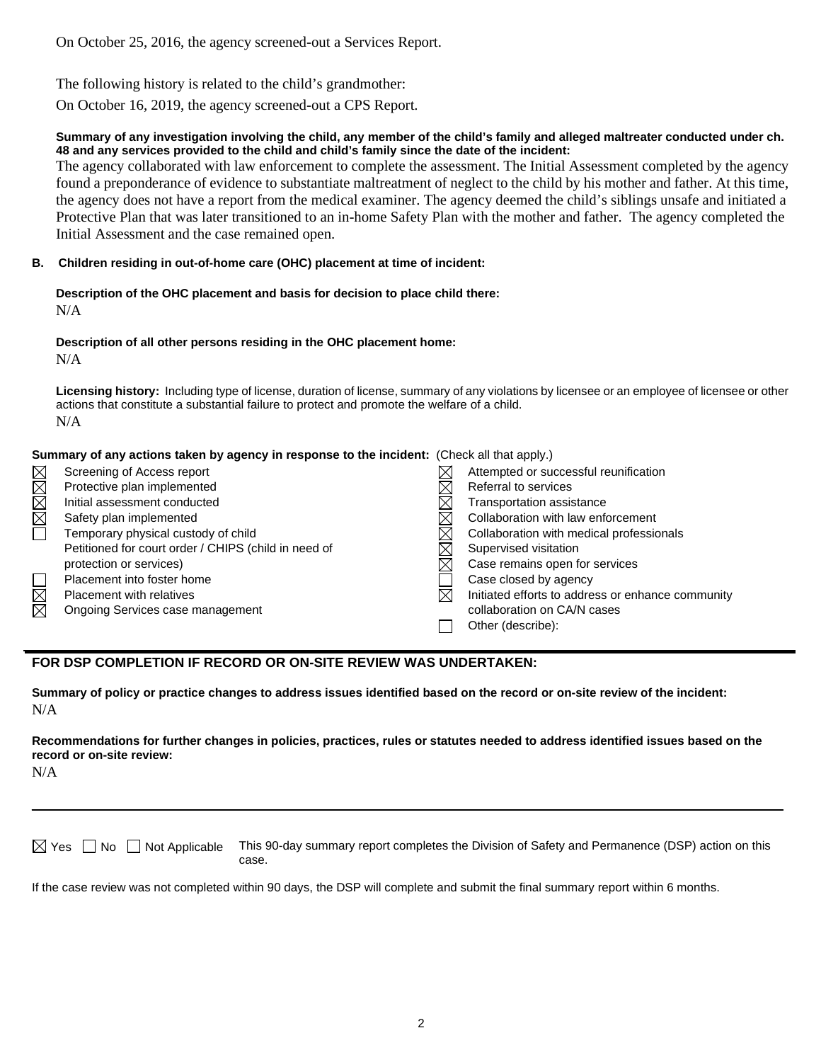On October 25, 2016, the agency screened-out a Services Report.

The following history is related to the child's grandmother:

On October 16, 2019, the agency screened-out a CPS Report.

**Summary of any investigation involving the child, any member of the child's family and alleged maltreater conducted under ch. 48 and any services provided to the child and child's family since the date of the incident:**

The agency collaborated with law enforcement to complete the assessment. The Initial Assessment completed by the agency found a preponderance of evidence to substantiate maltreatment of neglect to the child by his mother and father. At this time, the agency does not have a report from the medical examiner. The agency deemed the child's siblings unsafe and initiated a Protective Plan that was later transitioned to an in-home Safety Plan with the mother and father. The agency completed the Initial Assessment and the case remained open.

**B. Children residing in out-of-home care (OHC) placement at time of incident:**

**Description of the OHC placement and basis for decision to place child there:**

N/A

**Description of all other persons residing in the OHC placement home:**

N/A

**Licensing history:** Including type of license, duration of license, summary of any violations by licensee or an employee of licensee or other actions that constitute a substantial failure to protect and promote the welfare of a child.

N/A

**Summary of any actions taken by agency in response to the incident:** (Check all that apply.)

- ☒ Screening of Access report
- ☒ Protective plan implemented
- ☒ Initial assessment conducted
- ☒ Safety plan implemented
- ☐ Temporary physical custody of child
- ☐ Petitioned for court order / CHIPS (child in need of protection or services)
- ☐ Placement into foster home
- ☒ Placement with relatives
- ☒ Ongoing Services case management
- ☒ Attempted or successful reunification
- ☒ Referral to services
- ☒ Transportation assistance
- ☒ Collaboration with law enforcement
- ☒ Collaboration with medical professionals
- ☒ Supervised visitation
- ☒ Case remains open for services
- ☐ Case closed by agency
- ☒ Initiated efforts to address or enhance community collaboration on CA/N cases
- ☐ Other (describe):

## FOR DSP COMPLETION IF RECORD OR ON-SITE REVIEW WAS UNDERTAKEN:

**Summary of policy or practice changes to address issues identified based on the record or on-site review of the incident:**

N/A

**Recommendations for further changes in policies, practices, rules or statutes needed to address identified issues based on the record or on-site review:**

N/A

---

☒ Yes ☐ No ☐ Not Applicable This 90-day summary report completes the Division of Safety and Permanence (DSP) action on this case.

If the case review was not completed within 90 days, the DSP will complete and submit the final summary report within 6 months.